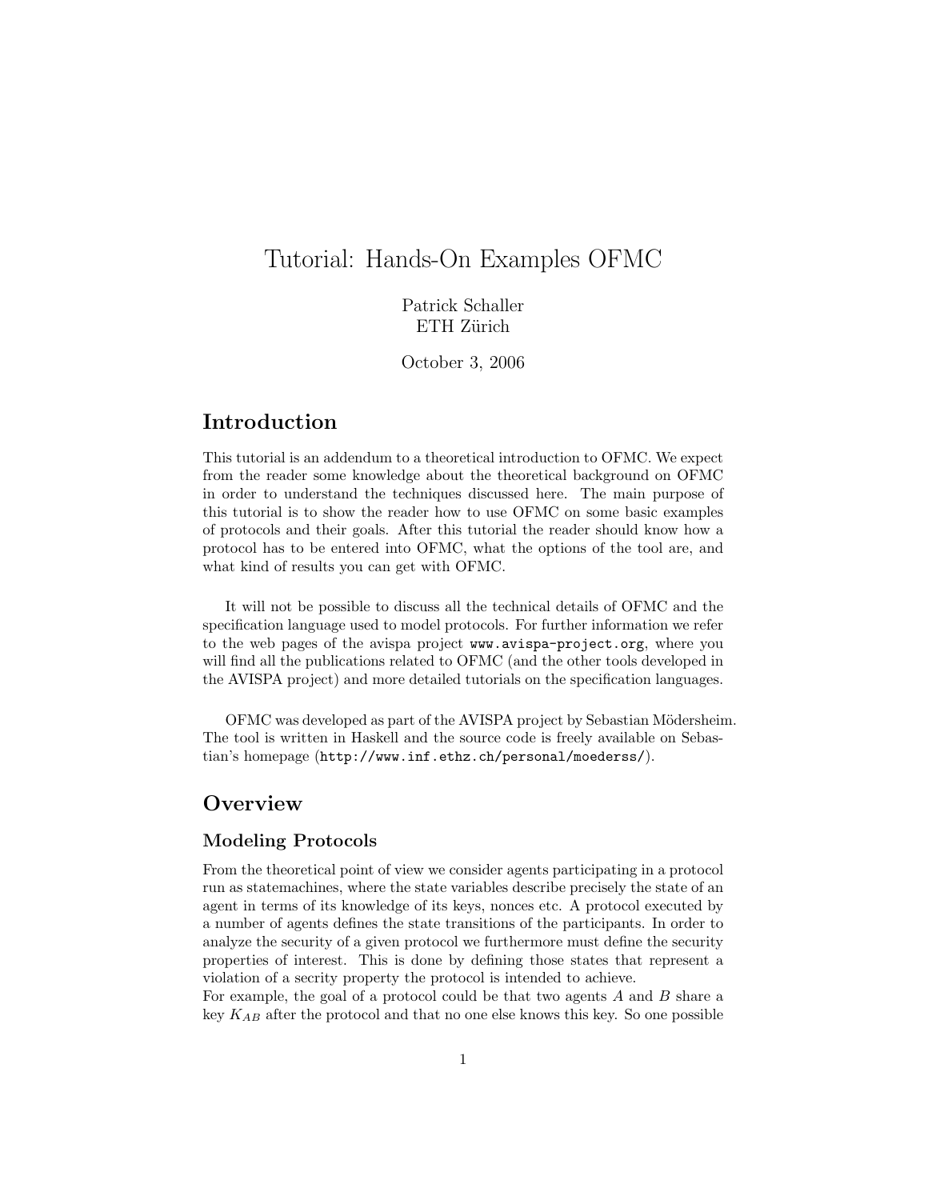# Tutorial: Hands-On Examples OFMC

Patrick Schaller
ETH Zürich

October 3, 2006

## Introduction

This tutorial is an addendum to a theoretical introduction to OFMC. We expect from the reader some knowledge about the theoretical background on OFMC in order to understand the techniques discussed here. The main purpose of this tutorial is to show the reader how to use OFMC on some basic examples of protocols and their goals. After this tutorial the reader should know how a protocol has to be entered into OFMC, what the options of the tool are, and what kind of results you can get with OFMC.

It will not be possible to discuss all the technical details of OFMC and the specification language used to model protocols. For further information we refer to the web pages of the avispa project `www.avispa-project.org`, where you will find all the publications related to OFMC (and the other tools developed in the AVISPA project) and more detailed tutorials on the specification languages.

OFMC was developed as part of the AVISPA project by Sebastian Mödersheim. The tool is written in Haskell and the source code is freely available on Sebastian's homepage (`http://www.inf.ethz.ch/personal/moederss/`).

## Overview

### Modeling Protocols

From the theoretical point of view we consider agents participating in a protocol run as statemachines, where the state variables describe precisely the state of an agent in terms of its knowledge of its keys, nonces etc. A protocol executed by a number of agents defines the state transitions of the participants. In order to analyze the security of a given protocol we furthermore must define the security properties of interest. This is done by defining those states that represent a violation of a secrity property the protocol is intended to achieve.
For example, the goal of a protocol could be that two agents $A$ and $B$ share a key $K_{AB}$ after the protocol and that no one else knows this key. So one possible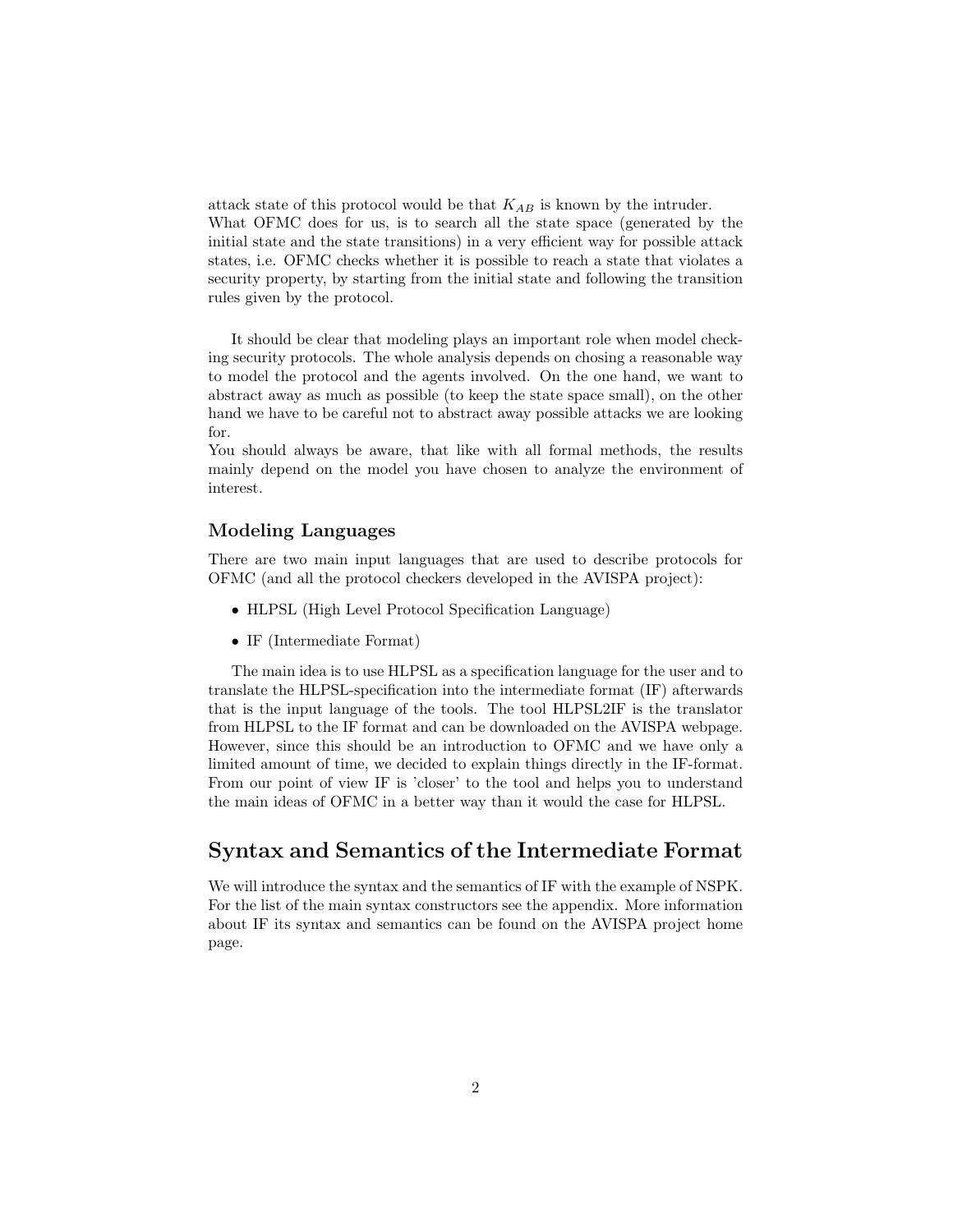attack state of this protocol would be that $K_{AB}$ is known by the intruder.
What OFMC does for us, is to search all the state space (generated by the initial state and the state transitions) in a very efficient way for possible attack states, i.e. OFMC checks whether it is possible to reach a state that violates a security property, by starting from the initial state and following the transition rules given by the protocol.

It should be clear that modeling plays an important role when model checking security protocols. The whole analysis depends on chosing a reasonable way to model the protocol and the agents involved. On the one hand, we want to abstract away as much as possible (to keep the state space small), on the other hand we have to be careful not to abstract away possible attacks we are looking for.
You should always be aware, that like with all formal methods, the results mainly depend on the model you have chosen to analyze the environment of interest.

### Modeling Languages

There are two main input languages that are used to describe protocols for OFMC (and all the protocol checkers developed in the AVISPA project):

- HLPSL (High Level Protocol Specification Language)
- IF (Intermediate Format)

The main idea is to use HLPSL as a specification language for the user and to translate the HLPSL-specification into the intermediate format (IF) afterwards that is the input language of the tools. The tool HLPSL2IF is the translator from HLPSL to the IF format and can be downloaded on the AVISPA webpage. However, since this should be an introduction to OFMC and we have only a limited amount of time, we decided to explain things directly in the IF-format. From our point of view IF is 'closer' to the tool and helps you to understand the main ideas of OFMC in a better way than it would the case for HLPSL.

## Syntax and Semantics of the Intermediate Format

We will introduce the syntax and the semantics of IF with the example of NSPK. For the list of the main syntax constructors see the appendix. More information about IF its syntax and semantics can be found on the AVISPA project home page.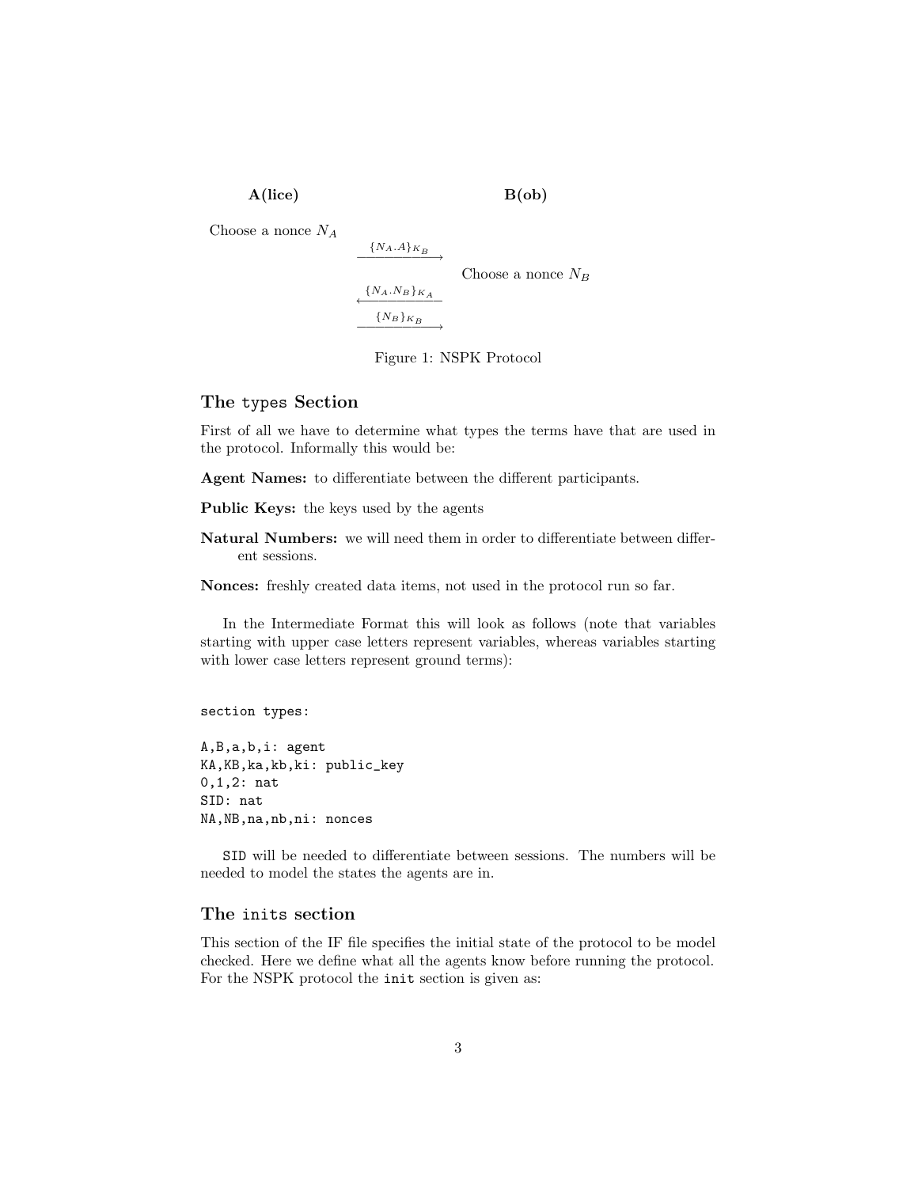**A(lice)** **B(ob)**

Choose a nonce $N_A$

$\xrightarrow{\{N_A.A\}_{K_B}}$

Choose a nonce $N_B$

$\xleftarrow{\{N_A.N_B\}_{K_A}}$

$\xrightarrow{\{N_B\}_{K_B}}$

Figure 1: NSPK Protocol

### The types Section

First of all we have to determine what types the terms have that are used in the protocol. Informally this would be:

**Agent Names:** to differentiate between the different participants.

**Public Keys:** the keys used by the agents

**Natural Numbers:** we will need them in order to differentiate between different sessions.

**Nonces:** freshly created data items, not used in the protocol run so far.

In the Intermediate Format this will look as follows (note that variables starting with upper case letters represent variables, whereas variables starting with lower case letters represent ground terms):

```
section types:

A,B,a,b,i: agent
KA,KB,ka,kb,ki: public_key
0,1,2: nat
SID: nat
NA,NB,na,nb,ni: nonces
```

`SID` will be needed to differentiate between sessions. The numbers will be needed to model the states the agents are in.

### The inits section

This section of the IF file specifies the initial state of the protocol to be model checked. Here we define what all the agents know before running the protocol. For the NSPK protocol the `init` section is given as: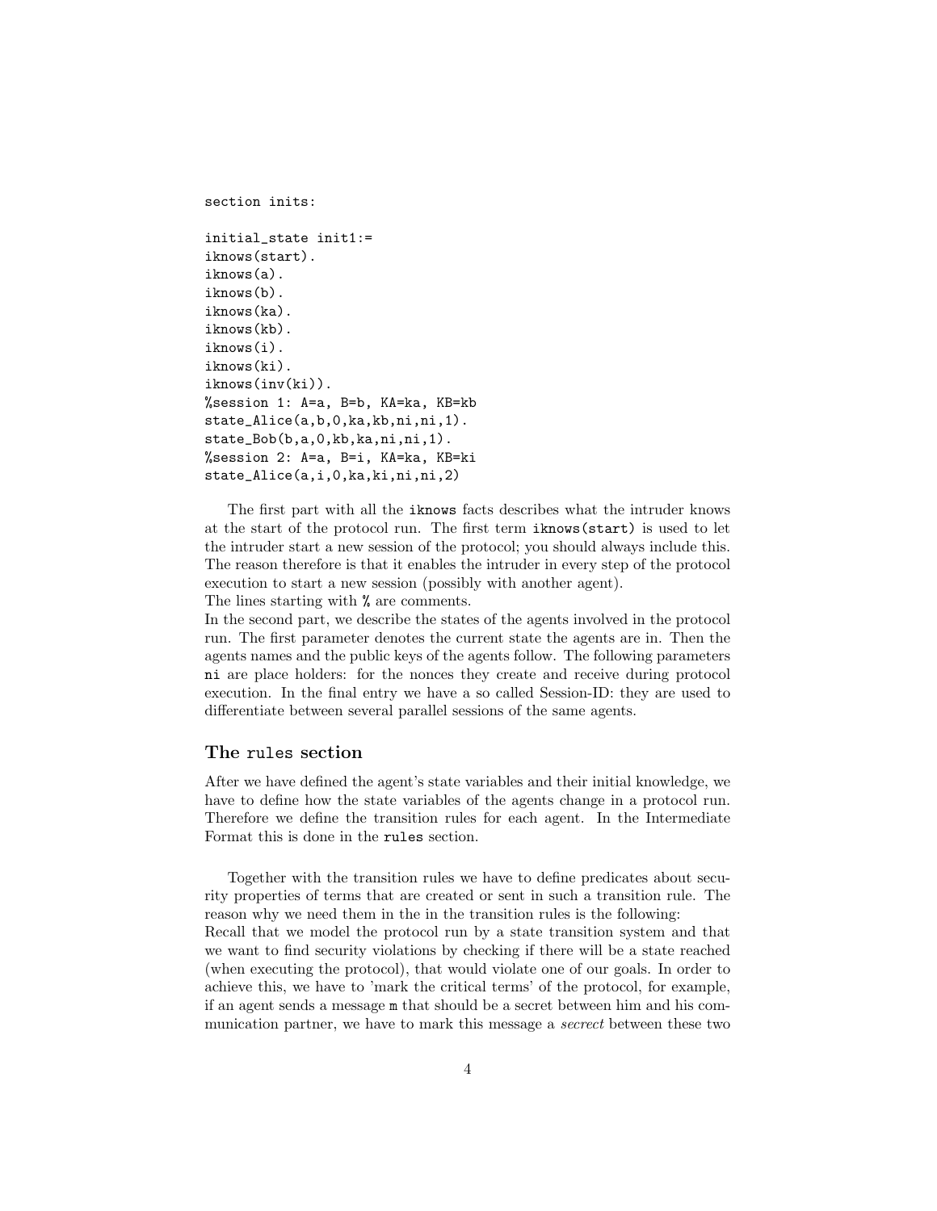```
section inits:

initial_state init1:=
iknows(start).
iknows(a).
iknows(b).
iknows(ka).
iknows(kb).
iknows(i).
iknows(ki).
iknows(inv(ki)).
%session 1: A=a, B=b, KA=ka, KB=kb
state_Alice(a,b,0,ka,kb,ni,ni,1).
state_Bob(b,a,0,kb,ka,ni,ni,1).
%session 2: A=a, B=i, KA=ka, KB=ki
state_Alice(a,i,0,ka,ki,ni,ni,2)
```

The first part with all the `iknows` facts describes what the intruder knows at the start of the protocol run. The first term `iknows(start)` is used to let the intruder start a new session of the protocol; you should always include this. The reason therefore is that it enables the intruder in every step of the protocol execution to start a new session (possibly with another agent).
The lines starting with `%` are comments.
In the second part, we describe the states of the agents involved in the protocol run. The first parameter denotes the current state the agents are in. Then the agents names and the public keys of the agents follow. The following parameters `ni` are place holders: for the nonces they create and receive during protocol execution. In the final entry we have a so called Session-ID: they are used to differentiate between several parallel sessions of the same agents.

## The `rules` section

After we have defined the agent's state variables and their initial knowledge, we have to define how the state variables of the agents change in a protocol run. Therefore we define the transition rules for each agent. In the Intermediate Format this is done in the `rules` section.

Together with the transition rules we have to define predicates about security properties of terms that are created or sent in such a transition rule. The reason why we need them in the in the transition rules is the following:
Recall that we model the protocol run by a state transition system and that we want to find security violations by checking if there will be a state reached (when executing the protocol), that would violate one of our goals. In order to achieve this, we have to 'mark the critical terms' of the protocol, for example, if an agent sends a message `m` that should be a secret between him and his communication partner, we have to mark this message a *secrect* between these two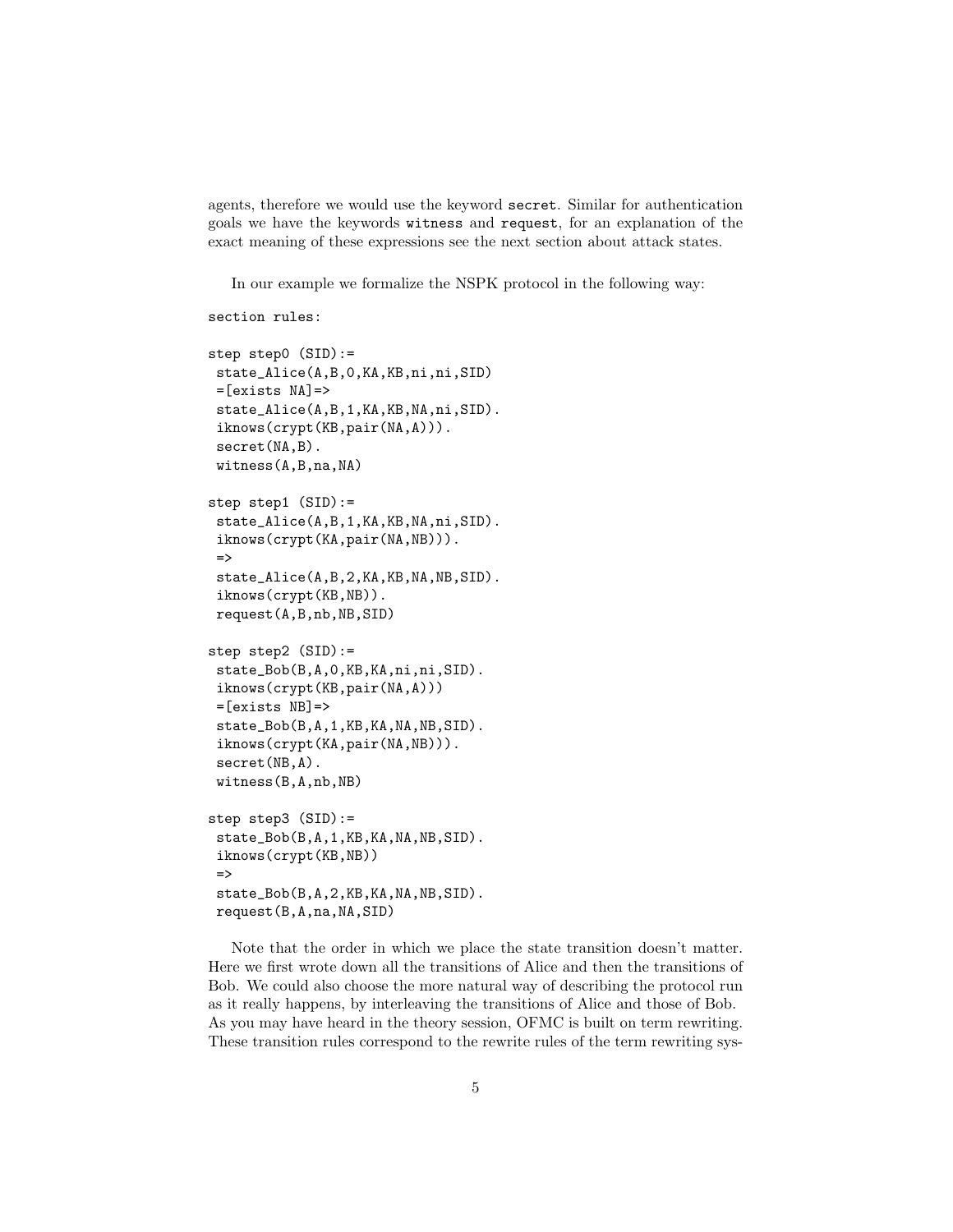agents, therefore we would use the keyword `secret`. Similar for authentication goals we have the keywords `witness` and `request`, for an explanation of the exact meaning of these expressions see the next section about attack states.

In our example we formalize the NSPK protocol in the following way:

```
section rules:

step step0 (SID):=
 state_Alice(A,B,0,KA,KB,ni,ni,SID)
 =[exists NA]=>
 state_Alice(A,B,1,KA,KB,NA,ni,SID).
 iknows(crypt(KB,pair(NA,A))).
 secret(NA,B).
 witness(A,B,na,NA)

step step1 (SID):=
 state_Alice(A,B,1,KA,KB,NA,ni,SID).
 iknows(crypt(KA,pair(NA,NB))).
 =>
 state_Alice(A,B,2,KA,KB,NA,NB,SID).
 iknows(crypt(KB,NB)).
 request(A,B,nb,NB,SID)

step step2 (SID):=
 state_Bob(B,A,0,KB,KA,ni,ni,SID).
 iknows(crypt(KB,pair(NA,A)))
 =[exists NB]=>
 state_Bob(B,A,1,KB,KA,NA,NB,SID).
 iknows(crypt(KA,pair(NA,NB))).
 secret(NB,A).
 witness(B,A,nb,NB)

step step3 (SID):=
 state_Bob(B,A,1,KB,KA,NA,NB,SID).
 iknows(crypt(KB,NB))
 =>
 state_Bob(B,A,2,KB,KA,NA,NB,SID).
 request(B,A,na,NA,SID)
```

Note that the order in which we place the state transition doesn't matter. Here we first wrote down all the transitions of Alice and then the transitions of Bob. We could also choose the more natural way of describing the protocol run as it really happens, by interleaving the transitions of Alice and those of Bob. As you may have heard in the theory session, OFMC is built on term rewriting. These transition rules correspond to the rewrite rules of the term rewriting sys-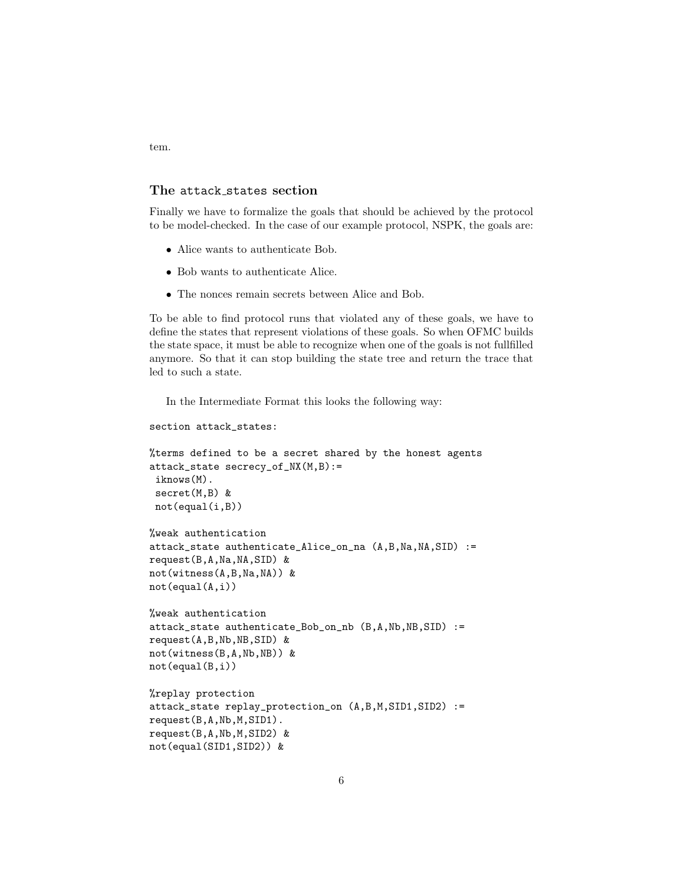tem.

### The attack_states section

Finally we have to formalize the goals that should be achieved by the protocol to be model-checked. In the case of our example protocol, NSPK, the goals are:

- Alice wants to authenticate Bob.
- Bob wants to authenticate Alice.
- The nonces remain secrets between Alice and Bob.

To be able to find protocol runs that violated any of these goals, we have to define the states that represent violations of these goals. So when OFMC builds the state space, it must be able to recognize when one of the goals is not fullfilled anymore. So that it can stop building the state tree and return the trace that led to such a state.

In the Intermediate Format this looks the following way:

```
section attack_states:

%terms defined to be a secret shared by the honest agents
attack_state secrecy_of_NX(M,B):=
 iknows(M).
 secret(M,B) &
 not(equal(i,B))

%weak authentication
attack_state authenticate_Alice_on_na (A,B,Na,NA,SID) :=
request(B,A,Na,NA,SID) &
not(witness(A,B,Na,NA)) &
not(equal(A,i))

%weak authentication
attack_state authenticate_Bob_on_nb (B,A,Nb,NB,SID) :=
request(A,B,Nb,NB,SID) &
not(witness(B,A,Nb,NB)) &
not(equal(B,i))

%replay protection
attack_state replay_protection_on (A,B,M,SID1,SID2) :=
request(B,A,Nb,M,SID1).
request(B,A,Nb,M,SID2) &
not(equal(SID1,SID2)) &
```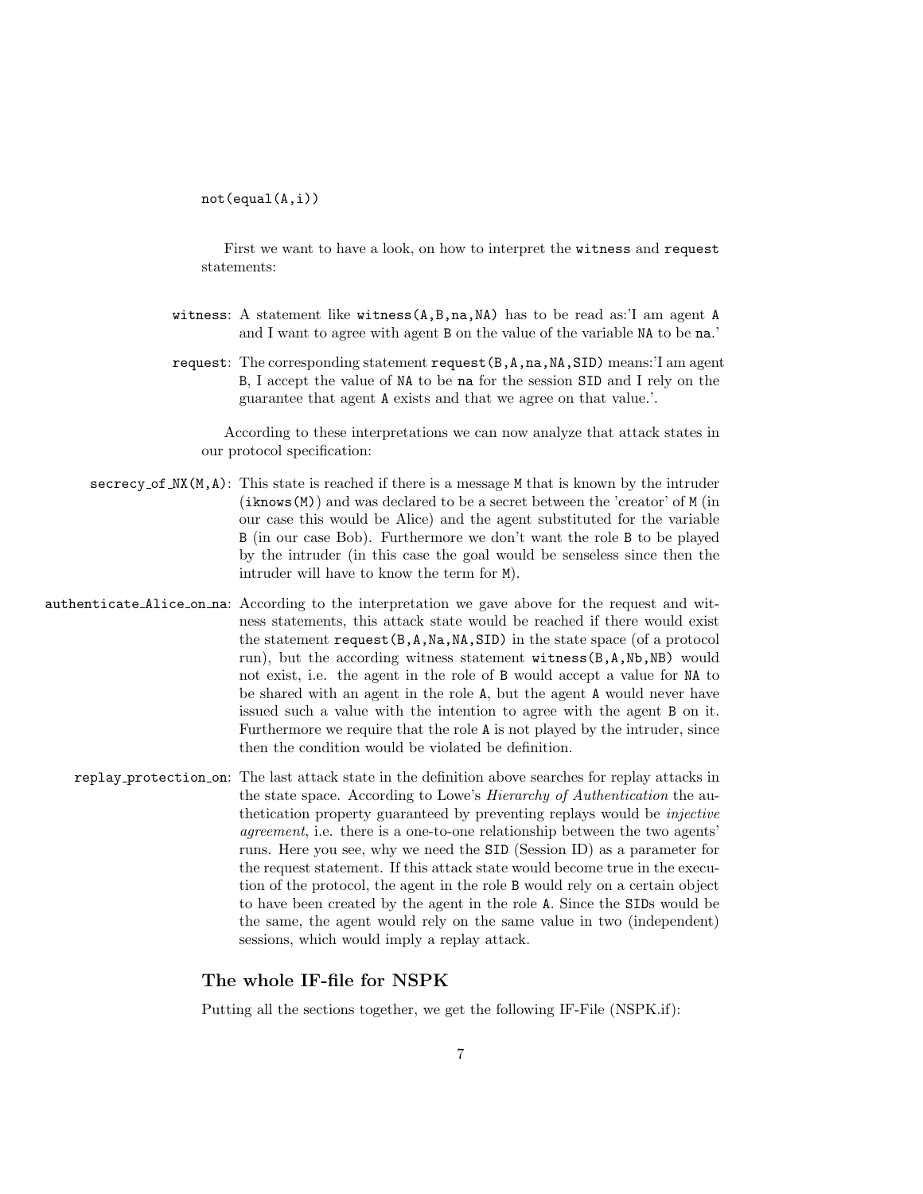```
not(equal(A,i))
```

First we want to have a look, on how to interpret the `witness` and `request` statements:

- **`witness`**: A statement like `witness(A,B,na,NA)` has to be read as:'I am agent `A` and I want to agree with agent `B` on the value of the variable `NA` to be `na`.'
- **`request`**: The corresponding statement `request(B,A,na,NA,SID)` means:'I am agent `B`, I accept the value of `NA` to be `na` for the session `SID` and I rely on the guarantee that agent `A` exists and that we agree on that value.'.

According to these interpretations we can now analyze that attack states in our protocol specification:

- **`secrecy_of_NX(M,A)`**: This state is reached if there is a message `M` that is known by the intruder (`iknows(M)`) and was declared to be a secret between the 'creator' of `M` (in our case this would be Alice) and the agent substituted for the variable `B` (in our case Bob). Furthermore we don't want the role `B` to be played by the intruder (in this case the goal would be senseless since then the intruder will have to know the term for `M`).
- **`authenticate_Alice_on_na`**: According to the interpretation we gave above for the request and witness statements, this attack state would be reached if there would exist the statement `request(B,A,Na,NA,SID)` in the state space (of a protocol run), but the according witness statement `witness(B,A,Nb,NB)` would not exist, i.e. the agent in the role of `B` would accept a value for `NA` to be shared with an agent in the role `A`, but the agent `A` would never have issued such a value with the intention to agree with the agent `B` on it. Furthermore we require that the role `A` is not played by the intruder, since then the condition would be violated be definition.
- **`replay_protection_on`**: The last attack state in the definition above searches for replay attacks in the state space. According to Lowe's *Hierarchy of Authentication* the authetication property guaranteed by preventing replays would be *injective agreement*, i.e. there is a one-to-one relationship between the two agents' runs. Here you see, why we need the `SID` (Session ID) as a parameter for the request statement. If this attack state would become true in the execution of the protocol, the agent in the role `B` would rely on a certain object to have been created by the agent in the role `A`. Since the `SID`s would be the same, the agent would rely on the same value in two (independent) sessions, which would imply a replay attack.

## The whole IF-file for NSPK

Putting all the sections together, we get the following IF-File (NSPK.if):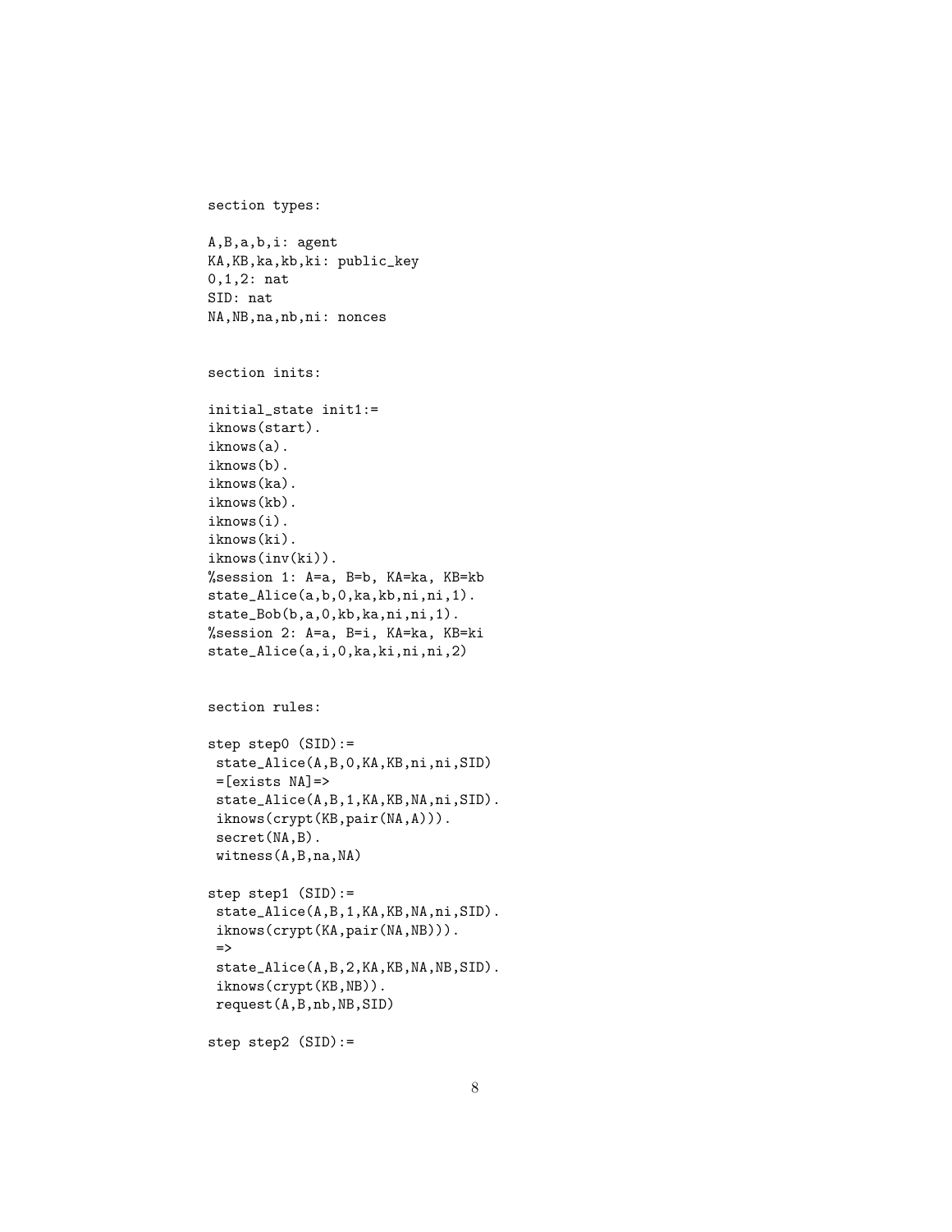```
section types:

A,B,a,b,i: agent
KA,KB,ka,kb,ki: public_key
0,1,2: nat
SID: nat
NA,NB,na,nb,ni: nonces


section inits:

initial_state init1:=
iknows(start).
iknows(a).
iknows(b).
iknows(ka).
iknows(kb).
iknows(i).
iknows(ki).
iknows(inv(ki)).
%session 1: A=a, B=b, KA=ka, KB=kb
state_Alice(a,b,0,ka,kb,ni,ni,1).
state_Bob(b,a,0,kb,ka,ni,ni,1).
%session 2: A=a, B=i, KA=ka, KB=ki
state_Alice(a,i,0,ka,ki,ni,ni,2)


section rules:

step step0 (SID):=
 state_Alice(A,B,0,KA,KB,ni,ni,SID)
 =[exists NA]=>
 state_Alice(A,B,1,KA,KB,NA,ni,SID).
 iknows(crypt(KB,pair(NA,A))).
 secret(NA,B).
 witness(A,B,na,NA)

step step1 (SID):=
 state_Alice(A,B,1,KA,KB,NA,ni,SID).
 iknows(crypt(KA,pair(NA,NB))).
 =>
 state_Alice(A,B,2,KA,KB,NA,NB,SID).
 iknows(crypt(KB,NB)).
 request(A,B,nb,NB,SID)

step step2 (SID):=
```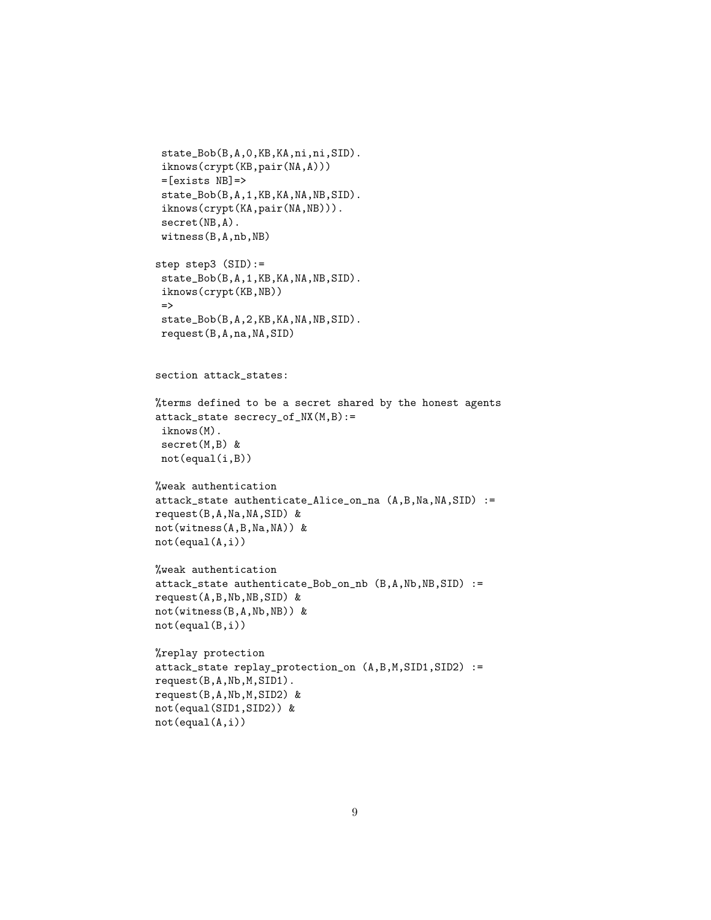```
 state_Bob(B,A,0,KB,KA,ni,ni,SID).
 iknows(crypt(KB,pair(NA,A)))
 =[exists NB]=>
 state_Bob(B,A,1,KB,KA,NA,NB,SID).
 iknows(crypt(KA,pair(NA,NB))).
 secret(NB,A).
 witness(B,A,nb,NB)

step step3 (SID):=
 state_Bob(B,A,1,KB,KA,NA,NB,SID).
 iknows(crypt(KB,NB))
 =>
 state_Bob(B,A,2,KB,KA,NA,NB,SID).
 request(B,A,na,NA,SID)


section attack_states:

%terms defined to be a secret shared by the honest agents
attack_state secrecy_of_NX(M,B):=
 iknows(M).
 secret(M,B) &
 not(equal(i,B))

%weak authentication
attack_state authenticate_Alice_on_na (A,B,Na,NA,SID) :=
request(B,A,Na,NA,SID) &
not(witness(A,B,Na,NA)) &
not(equal(A,i))

%weak authentication
attack_state authenticate_Bob_on_nb (B,A,Nb,NB,SID) :=
request(A,B,Nb,NB,SID) &
not(witness(B,A,Nb,NB)) &
not(equal(B,i))

%replay protection
attack_state replay_protection_on (A,B,M,SID1,SID2) :=
request(B,A,Nb,M,SID1).
request(B,A,Nb,M,SID2) &
not(equal(SID1,SID2)) &
not(equal(A,i))
```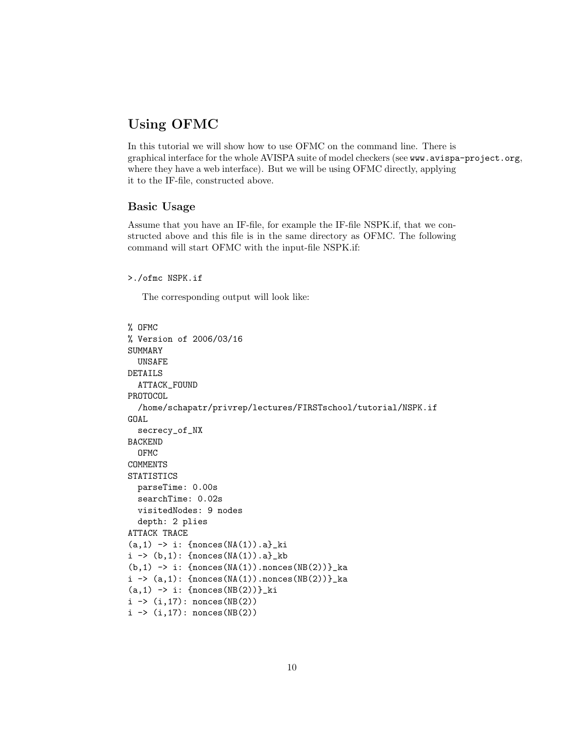## Using OFMC

In this tutorial we will show how to use OFMC on the command line. There is graphical interface for the whole AVISPA suite of model checkers (see `www.avispa-project.org`, where they have a web interface). But we will be using OFMC directly, applying it to the IF-file, constructed above.

### Basic Usage

Assume that you have an IF-file, for example the IF-file NSPK.if, that we constructed above and this file is in the same directory as OFMC. The following command will start OFMC with the input-file NSPK.if:

```
>./ofmc NSPK.if
```

The corresponding output will look like:

```
% OFMC
% Version of 2006/03/16
SUMMARY
  UNSAFE
DETAILS
  ATTACK_FOUND
PROTOCOL
  /home/schapatr/privrep/lectures/FIRSTschool/tutorial/NSPK.if
GOAL
  secrecy_of_NX
BACKEND
  OFMC
COMMENTS
STATISTICS
  parseTime: 0.00s
  searchTime: 0.02s
  visitedNodes: 9 nodes
  depth: 2 plies
ATTACK TRACE
(a,1) -> i: {nonces(NA(1)).a}_ki
i -> (b,1): {nonces(NA(1)).a}_kb
(b,1) -> i: {nonces(NA(1)).nonces(NB(2))}_ka
i -> (a,1): {nonces(NA(1)).nonces(NB(2))}_ka
(a,1) -> i: {nonces(NB(2))}_ki
i -> (i,17): nonces(NB(2))
i -> (i,17): nonces(NB(2))
```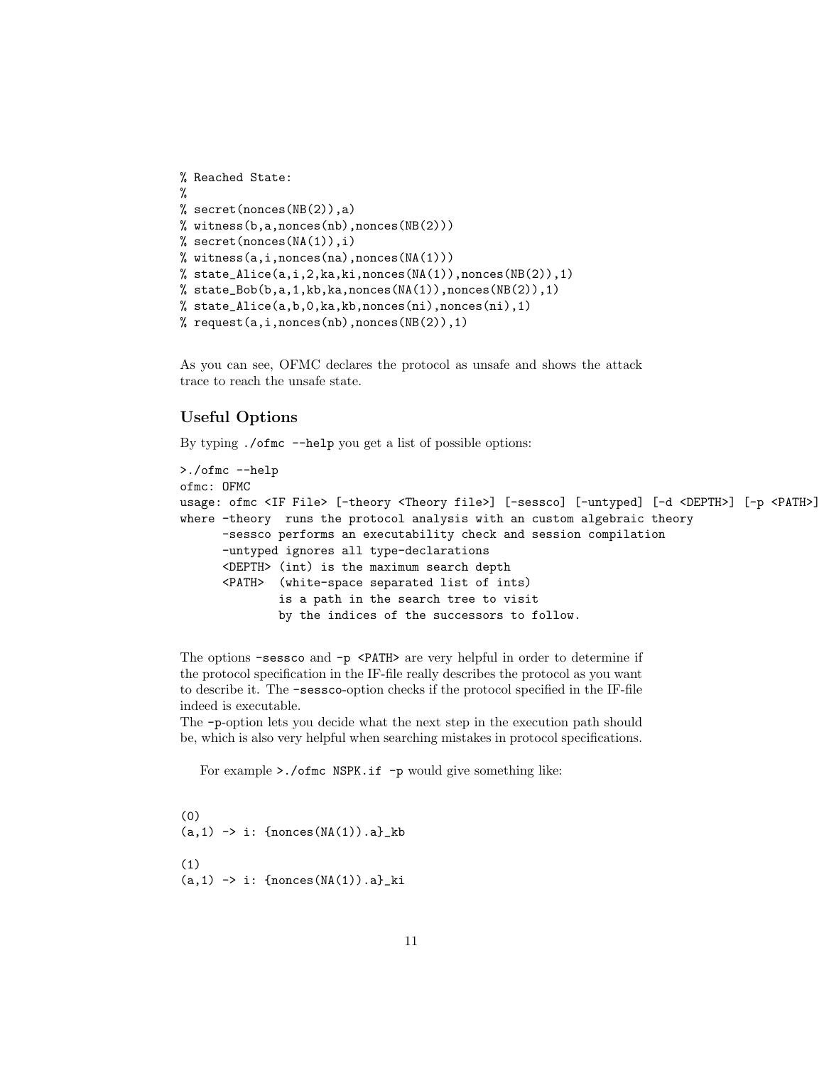```
% Reached State:
%
% secret(nonces(NB(2)),a)
% witness(b,a,nonces(nb),nonces(NB(2)))
% secret(nonces(NA(1)),i)
% witness(a,i,nonces(na),nonces(NA(1)))
% state_Alice(a,i,2,ka,ki,nonces(NA(1)),nonces(NB(2)),1)
% state_Bob(b,a,1,kb,ka,nonces(NA(1)),nonces(NB(2)),1)
% state_Alice(a,b,0,ka,kb,nonces(ni),nonces(ni),1)
% request(a,i,nonces(nb),nonces(NB(2)),1)
```

As you can see, OFMC declares the protocol as unsafe and shows the attack trace to reach the unsafe state.

## Useful Options

By typing `./ofmc --help` you get a list of possible options:

```
>./ofmc --help
ofmc: OFMC
usage: ofmc <IF File> [-theory <Theory file>] [-sessco] [-untyped] [-d <DEPTH>] [-p <PATH>]
where -theory  runs the protocol analysis with an custom algebraic theory
      -sessco performs an executability check and session compilation
      -untyped ignores all type-declarations
      <DEPTH> (int) is the maximum search depth
      <PATH>  (white-space separated list of ints)
              is a path in the search tree to visit
              by the indices of the successors to follow.
```

The options `-sessco` and `-p <PATH>` are very helpful in order to determine if the protocol specification in the IF-file really describes the protocol as you want to describe it. The `-sessco`-option checks if the protocol specified in the IF-file indeed is executable.
The `-p`-option lets you decide what the next step in the execution path should be, which is also very helpful when searching mistakes in protocol specifications.

For example `>./ofmc NSPK.if -p` would give something like:

```
(0)
(a,1) -> i: {nonces(NA(1)).a}_kb

(1)
(a,1) -> i: {nonces(NA(1)).a}_ki
```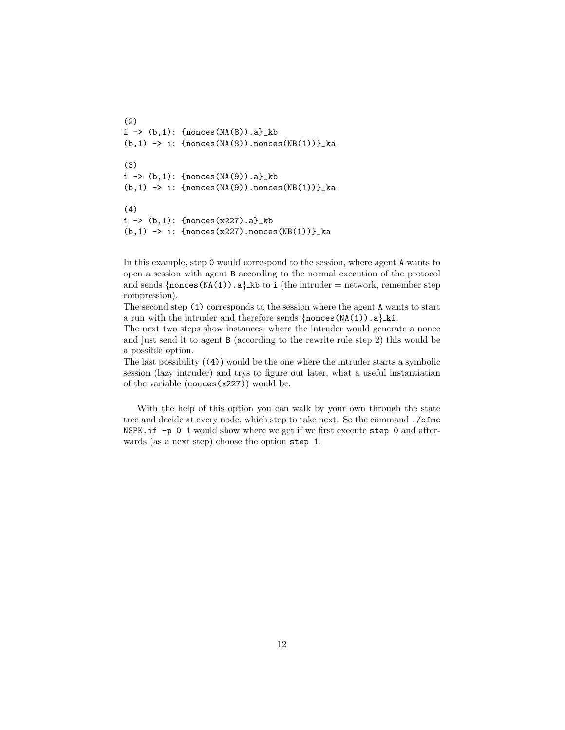```
(2)
i -> (b,1): {nonces(NA(8)).a}_kb
(b,1) -> i: {nonces(NA(8)).nonces(NB(1))}_ka

(3)
i -> (b,1): {nonces(NA(9)).a}_kb
(b,1) -> i: {nonces(NA(9)).nonces(NB(1))}_ka

(4)
i -> (b,1): {nonces(x227).a}_kb
(b,1) -> i: {nonces(x227).nonces(NB(1))}_ka
```

In this example, step `0` would correspond to the session, where agent `A` wants to open a session with agent `B` according to the normal execution of the protocol and sends {`nonces(NA(1)).a`}_`kb` to `i` (the intruder = network, remember step compression).
The second step `(1)` corresponds to the session where the agent `A` wants to start a run with the intruder and therefore sends {`nonces(NA(1)).a`}_`ki`.
The next two steps show instances, where the intruder would generate a nonce and just send it to agent `B` (according to the rewrite rule step 2) this would be a possible option.
The last possibility (`(4)`) would be the one where the intruder starts a symbolic session (lazy intruder) and trys to figure out later, what a useful instantiatian of the variable (`nonces(x227)`) would be.

With the help of this option you can walk by your own through the state tree and decide at every node, which step to take next. So the command `./ofmc NSPK.if -p 0 1` would show where we get if we first execute `step 0` and afterwards (as a next step) choose the option `step 1`.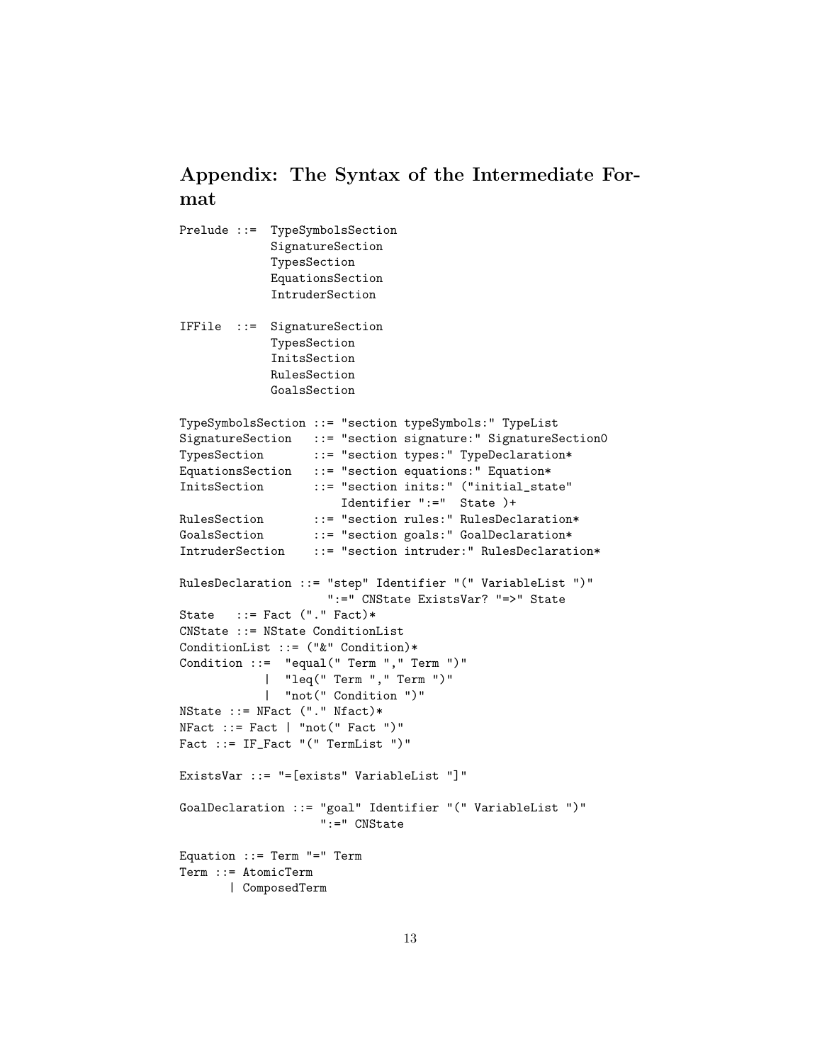## Appendix: The Syntax of the Intermediate Format

```
Prelude ::=  TypeSymbolsSection
             SignatureSection
             TypesSection
             EquationsSection
             IntruderSection

IFFile  ::=  SignatureSection
             TypesSection
             InitsSection
             RulesSection
             GoalsSection

TypeSymbolsSection ::= "section typeSymbols:" TypeList
SignatureSection   ::= "section signature:" SignatureSection0
TypesSection       ::= "section types:" TypeDeclaration*
EquationsSection   ::= "section equations:" Equation*
InitsSection       ::= "section inits:" ("initial_state"
                         Identifier ":="  State )+
RulesSection       ::= "section rules:" RulesDeclaration*
GoalsSection       ::= "section goals:" GoalDeclaration*
IntruderSection    ::= "section intruder:" RulesDeclaration*

RulesDeclaration ::= "step" Identifier "(" VariableList ")"
                      ":=" CNState ExistsVar? "=>" State
State   ::= Fact ("." Fact)*
CNState ::= NState ConditionList
ConditionList ::= ("&" Condition)*
Condition ::=  "equal(" Term "," Term ")"
            |  "leq(" Term "," Term ")"
            |  "not(" Condition ")"
NState ::= NFact ("." Nfact)*
NFact ::= Fact | "not(" Fact ")"
Fact ::= IF_Fact "(" TermList ")"

ExistsVar ::= "=[exists" VariableList "]"

GoalDeclaration ::= "goal" Identifier "(" VariableList ")"
                    ":=" CNState

Equation ::= Term "=" Term
Term ::= AtomicTerm
       | ComposedTerm
```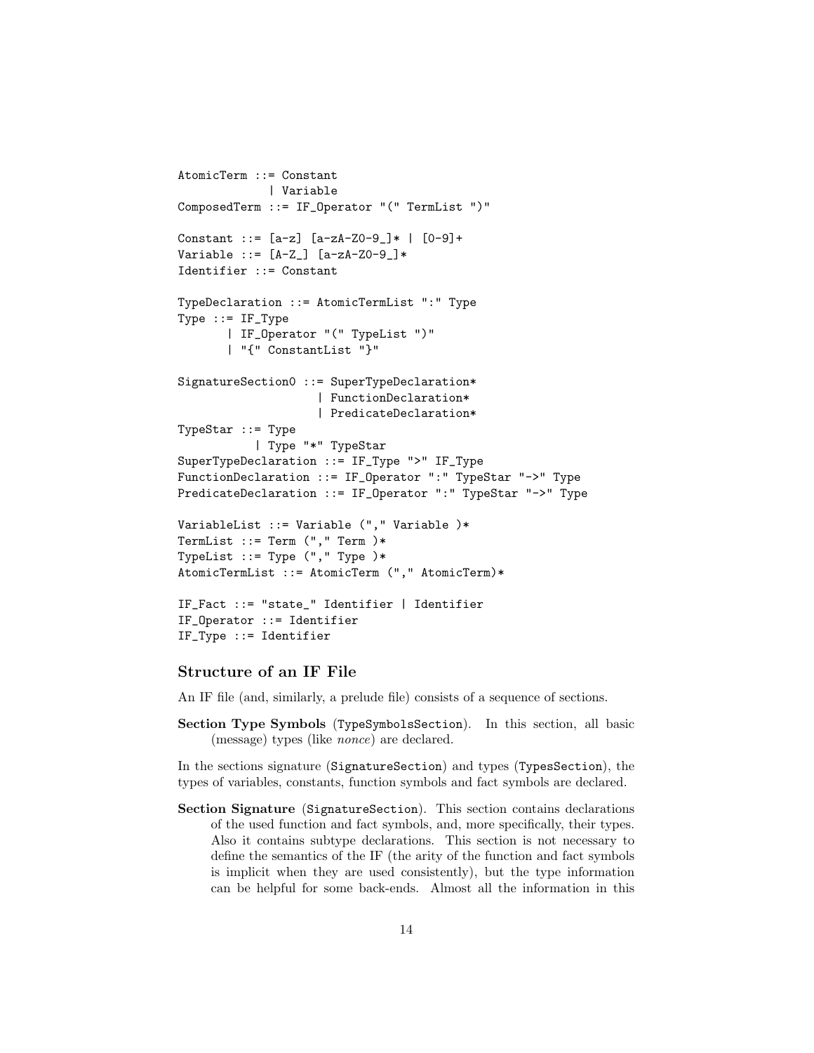```
AtomicTerm ::= Constant
             | Variable
ComposedTerm ::= IF_Operator "(" TermList ")"

Constant ::= [a-z] [a-zA-Z0-9_]* | [0-9]+
Variable ::= [A-Z_] [a-zA-Z0-9_]*
Identifier ::= Constant

TypeDeclaration ::= AtomicTermList ":" Type
Type ::= IF_Type
       | IF_Operator "(" TypeList ")"
       | "{" ConstantList "}"

SignatureSection0 ::= SuperTypeDeclaration*
                    | FunctionDeclaration*
                    | PredicateDeclaration*
TypeStar ::= Type
           | Type "*" TypeStar
SuperTypeDeclaration ::= IF_Type ">" IF_Type
FunctionDeclaration ::= IF_Operator ":" TypeStar "->" Type
PredicateDeclaration ::= IF_Operator ":" TypeStar "->" Type

VariableList ::= Variable ("," Variable )*
TermList ::= Term ("," Term )*
TypeList ::= Type ("," Type )*
AtomicTermList ::= AtomicTerm ("," AtomicTerm)*

IF_Fact ::= "state_" Identifier | Identifier
IF_Operator ::= Identifier
IF_Type ::= Identifier
```

### Structure of an IF File

An IF file (and, similarly, a prelude file) consists of a sequence of sections.

**Section Type Symbols** (`TypeSymbolsSection`). In this section, all basic (message) types (like *nonce*) are declared.

In the sections signature (`SignatureSection`) and types (`TypesSection`), the types of variables, constants, function symbols and fact symbols are declared.

**Section Signature** (`SignatureSection`). This section contains declarations of the used function and fact symbols, and, more specifically, their types. Also it contains subtype declarations. This section is not necessary to define the semantics of the IF (the arity of the function and fact symbols is implicit when they are used consistently), but the type information can be helpful for some back-ends. Almost all the information in this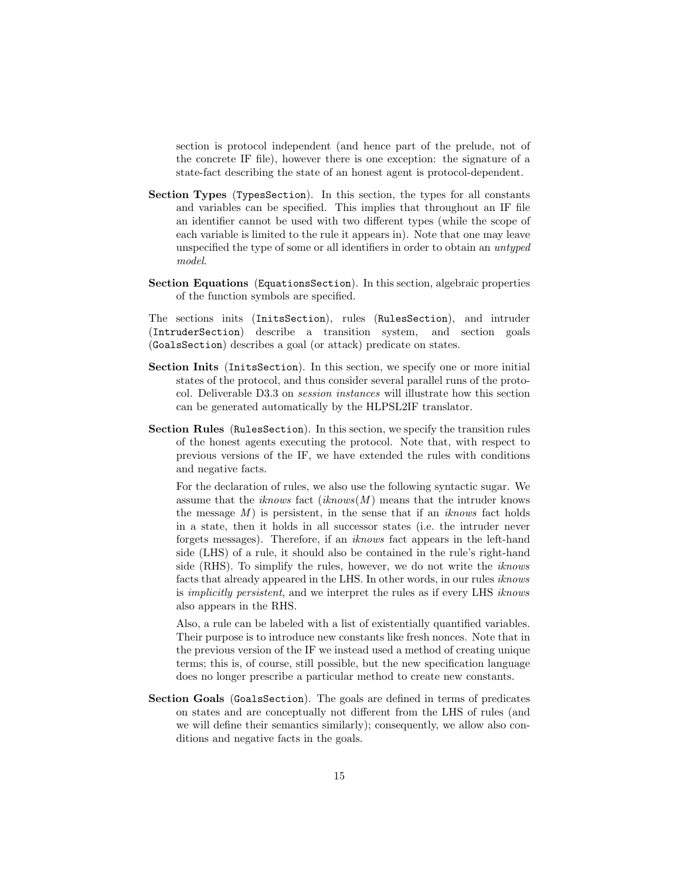section is protocol independent (and hence part of the prelude, not of the concrete IF file), however there is one exception: the signature of a state-fact describing the state of an honest agent is protocol-dependent.

**Section Types** (`TypesSection`). In this section, the types for all constants and variables can be specified. This implies that throughout an IF file an identifier cannot be used with two different types (while the scope of each variable is limited to the rule it appears in). Note that one may leave unspecified the type of some or all identifiers in order to obtain an *untyped model*.

**Section Equations** (`EquationsSection`). In this section, algebraic properties of the function symbols are specified.

The sections inits (`InitsSection`), rules (`RulesSection`), and intruder (`IntruderSection`) describe a transition system, and section goals (`GoalsSection`) describes a goal (or attack) predicate on states.

**Section Inits** (`InitsSection`). In this section, we specify one or more initial states of the protocol, and thus consider several parallel runs of the protocol. Deliverable D3.3 on *session instances* will illustrate how this section can be generated automatically by the HLPSL2IF translator.

**Section Rules** (`RulesSection`). In this section, we specify the transition rules of the honest agents executing the protocol. Note that, with respect to previous versions of the IF, we have extended the rules with conditions and negative facts.

For the declaration of rules, we also use the following syntactic sugar. We assume that the *iknows* fact ($iknows(M)$ means that the intruder knows the message $M$) is persistent, in the sense that if an *iknows* fact holds in a state, then it holds in all successor states (i.e. the intruder never forgets messages). Therefore, if an *iknows* fact appears in the left-hand side (LHS) of a rule, it should also be contained in the rule's right-hand side (RHS). To simplify the rules, however, we do not write the *iknows* facts that already appeared in the LHS. In other words, in our rules *iknows* is *implicitly persistent*, and we interpret the rules as if every LHS *iknows* also appears in the RHS.

Also, a rule can be labeled with a list of existentially quantified variables. Their purpose is to introduce new constants like fresh nonces. Note that in the previous version of the IF we instead used a method of creating unique terms; this is, of course, still possible, but the new specification language does no longer prescribe a particular method to create new constants.

**Section Goals** (`GoalsSection`). The goals are defined in terms of predicates on states and are conceptually not different from the LHS of rules (and we will define their semantics similarly); consequently, we allow also conditions and negative facts in the goals.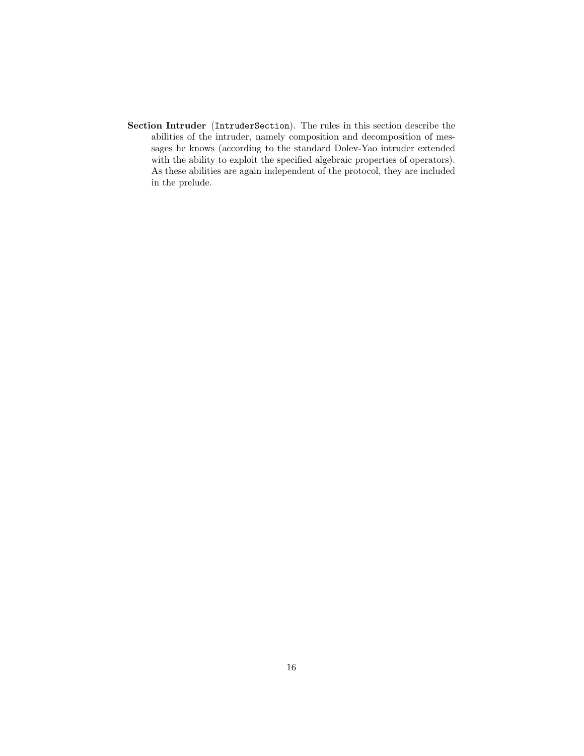**Section Intruder** (`IntruderSection`). The rules in this section describe the abilities of the intruder, namely composition and decomposition of messages he knows (according to the standard Dolev-Yao intruder extended with the ability to exploit the specified algebraic properties of operators). As these abilities are again independent of the protocol, they are included in the prelude.